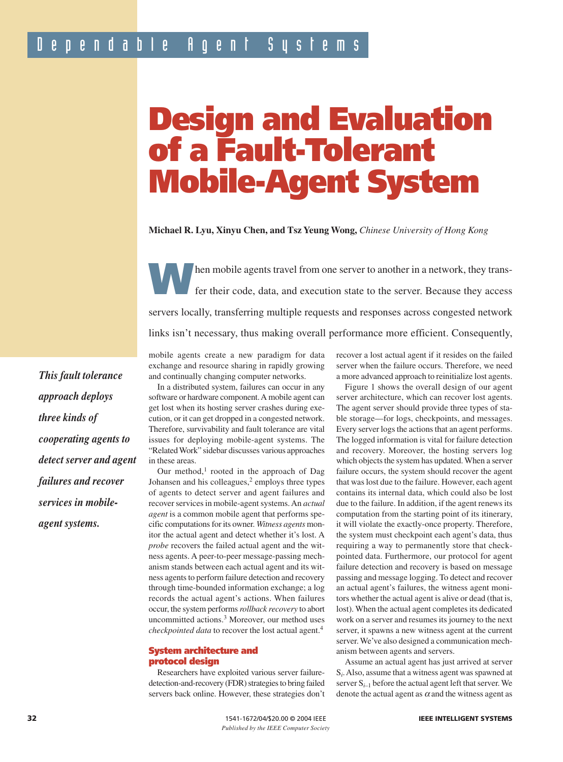Dependable Agent Systems

# Design and Evaluation of a Fault-Tolerant Mobile-Agent System

**Michael R. Lyu, Xinyu Chen, and Tsz Yeung Wong,** *Chinese University of Hong Kong*

*This fault tolerance approach deploys three kinds of cooperating agents to detect server and agent failures and recover services in mobile-agent systems.*

When mobile agents travel from one server to another in a network, they transfer their code, data, and execution state to the server. Because they access servers locally, transferring multiple requests and responses across congested network links isn't necessary, thus making overall performance more efficient. Consequently, mobile agents create a new paradigm for data exchange and resource sharing in rapidly growing and continually changing computer networks.

In a distributed system, failures can occur in any software or hardware component. A mobile agent can get lost when its hosting server crashes during execution, or it can get dropped in a congested network. Therefore, survivability and fault tolerance are vital issues for deploying mobile-agent systems. The "Related Work" sidebar discusses various approaches in these areas.

Our method,[1] rooted in the approach of Dag Johansen and his colleagues,[2] employs three types of agents to detect server and agent failures and recover services in mobile-agent systems. An *actual agent* is a common mobile agent that performs specific computations for its owner. *Witness agents* monitor the actual agent and detect whether it's lost. A *probe* recovers the failed actual agent and the witness agents. A peer-to-peer message-passing mechanism stands between each actual agent and its witness agents to perform failure detection and recovery through time-bounded information exchange; a log records the actual agent's actions. When failures occur, the system performs *rollback recovery* to abort uncommitted actions.[3] Moreover, our method uses *checkpointed data* to recover the lost actual agent.[4]

## System architecture and protocol design

Researchers have exploited various server failure-detection-and-recovery (FDR) strategies to bring failed servers back online. However, these strategies don't recover a lost actual agent if it resides on the failed server when the failure occurs. Therefore, we need a more advanced approach to reinitialize lost agents.

Figure 1 shows the overall design of our agent server architecture, which can recover lost agents. The agent server should provide three types of stable storage—for logs, checkpoints, and messages. Every server logs the actions that an agent performs. The logged information is vital for failure detection and recovery. Moreover, the hosting servers log which objects the system has updated. When a server failure occurs, the system should recover the agent that was lost due to the failure. However, each agent contains its internal data, which could also be lost due to the failure. In addition, if the agent renews its computation from the starting point of its itinerary, it will violate the exactly-once property. Therefore, the system must checkpoint each agent's data, thus requiring a way to permanently store that checkpointed data. Furthermore, our protocol for agent failure detection and recovery is based on message passing and message logging. To detect and recover an actual agent's failures, the witness agent monitors whether the actual agent is alive or dead (that is, lost). When the actual agent completes its dedicated work on a server and resumes its journey to the next server, it spawns a new witness agent at the current server. We've also designed a communication mechanism between agents and servers.

Assume an actual agent has just arrived at server $S_i$. Also, assume that a witness agent was spawned at server $S_{i-1}$ before the actual agent left that server. We denote the actual agent as $\alpha$ and the witness agent as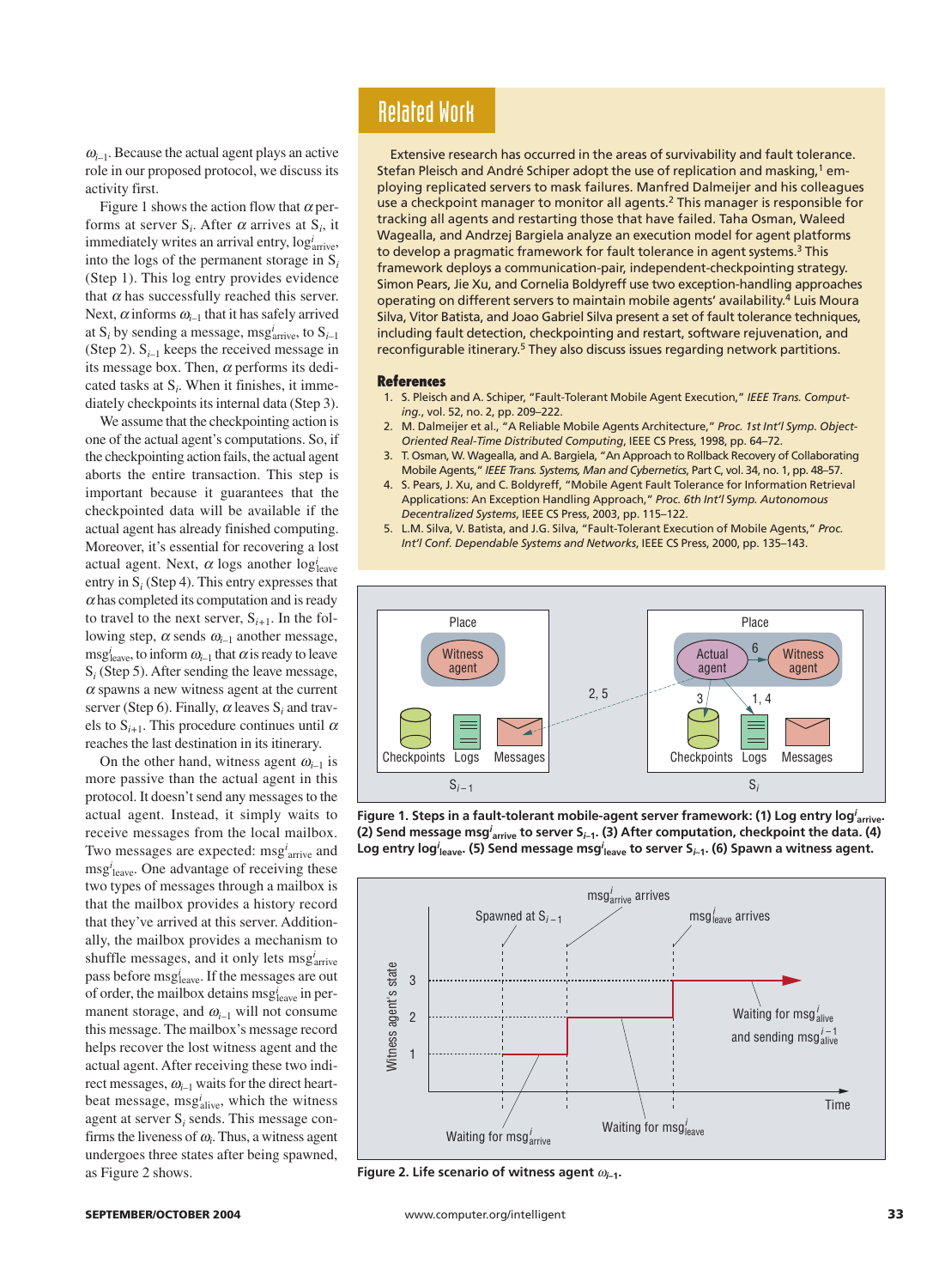$\omega_{i-1}$. Because the actual agent plays an active role in our proposed protocol, we discuss its activity first.

Figure 1 shows the action flow that $\alpha$ performs at server $S_i$. After $\alpha$ arrives at $S_i$, it immediately writes an arrival entry, $log^i_{arrive}$, into the logs of the permanent storage in $S_i$ (Step 1). This log entry provides evidence that $\alpha$ has successfully reached this server. Next, $\alpha$ informs $\omega_{i-1}$ that it has safely arrived at $S_i$ by sending a message, $msg^i_{arrive}$, to $S_{i-1}$ (Step 2). $S_{i-1}$ keeps the received message in its message box. Then, $\alpha$ performs its dedicated tasks at $S_i$. When it finishes, it immediately checkpoints its internal data (Step 3).

We assume that the checkpointing action is one of the actual agent's computations. So, if the checkpointing action fails, the actual agent aborts the entire transaction. This step is important because it guarantees that the checkpointed data will be available if the actual agent has already finished computing. Moreover, it's essential for recovering a lost actual agent. Next, $\alpha$ logs another $log^i_{leave}$ entry in $S_i$ (Step 4). This entry expresses that $\alpha$ has completed its computation and is ready to travel to the next server, $S_{i+1}$. In the following step, $\alpha$ sends $\omega_{i-1}$ another message, $msg^i_{leave}$, to inform $\omega_{i-1}$ that $\alpha$ is ready to leave $S_i$ (Step 5). After sending the leave message, $\alpha$ spawns a new witness agent at the current server (Step 6). Finally, $\alpha$ leaves $S_i$ and travels to $S_{i+1}$. This procedure continues until $\alpha$ reaches the last destination in its itinerary.

On the other hand, witness agent $\omega_{i-1}$ is more passive than the actual agent in this protocol. It doesn't send any messages to the actual agent. Instead, it simply waits to receive messages from the local mailbox. Two messages are expected: $msg^i_{arrive}$ and $msg^i_{leave}$. One advantage of receiving these two types of messages through a mailbox is that the mailbox provides a history record that they've arrived at this server. Additionally, the mailbox provides a mechanism to shuffle messages, and it only lets $msg^i_{arrive}$ pass before $msg^i_{leave}$. If the messages are out of order, the mailbox detains $msg^i_{leave}$ in permanent storage, and $\omega_{i-1}$ will not consume this message. The mailbox's message record helps recover the lost witness agent and the actual agent. After receiving these two indirect messages, $\omega_{i-1}$ waits for the direct heartbeat message, $msg^i_{alive}$, which the witness agent at server $S_i$ sends. This message confirms the liveness of $\omega_i$. Thus, a witness agent undergoes three states after being spawned, as Figure 2 shows.

## Related Work

Extensive research has occurred in the areas of survivability and fault tolerance. Stefan Pleisch and André Schiper adopt the use of replication and masking,[1] employing replicated servers to mask failures. Manfred Dalmeijer and his colleagues use a checkpoint manager to monitor all agents.[2] This manager is responsible for tracking all agents and restarting those that have failed. Taha Osman, Waleed Wagealla, and Andrzej Bargiela analyze an execution model for agent platforms to develop a pragmatic framework for fault tolerance in agent systems.[3] This framework deploys a communication-pair, independent-checkpointing strategy. Simon Pears, Jie Xu, and Cornelia Boldyreff use two exception-handling approaches operating on different servers to maintain mobile agents' availability.[4] Luis Moura Silva, Vitor Batista, and Joao Gabriel Silva present a set of fault tolerance techniques, including fault detection, checkpointing and restart, software rejuvenation, and reconfigurable itinerary.[5] They also discuss issues regarding network partitions.

### References

1. S. Pleisch and A. Schiper, "Fault-Tolerant Mobile Agent Execution," *IEEE Trans. Computing*, vol. 52, no. 2, pp. 209–222.
2. M. Dalmeijer et al., "A Reliable Mobile Agents Architecture," *Proc. 1st Int'l Symp. Object-Oriented Real-Time Distributed Computing*, IEEE CS Press, 1998, pp. 64–72.
3. T. Osman, W. Wagealla, and A. Bargiela, "An Approach to Rollback Recovery of Collaborating Mobile Agents," *IEEE Trans. Systems, Man and Cybernetics*, Part C, vol. 34, no. 1, pp. 48–57.
4. S. Pears, J. Xu, and C. Boldyreff, "Mobile Agent Fault Tolerance for Information Retrieval Applications: An Exception Handling Approach," *Proc. 6th Int'l Symp. Autonomous Decentralized Systems*, IEEE CS Press, 2003, pp. 115–122.
5. L.M. Silva, V. Batista, and J.G. Silva, "Fault-Tolerant Execution of Mobile Agents," *Proc. Int'l Conf. Dependable Systems and Networks*, IEEE CS Press, 2000, pp. 135–143.

**Figure 1. Steps in a fault-tolerant mobile-agent server framework: (1) Log entry $log^i_{arrive}$. (2) Send message $msg^i_{arrive}$ to server $S_{i-1}$. (3) After computation, checkpoint the data. (4) Log entry $log^i_{leave}$. (5) Send message $msg^i_{leave}$ to server $S_{i-1}$. (6) Spawn a witness agent.**

**Figure 2. Life scenario of witness agent $\omega_{i-1}$.**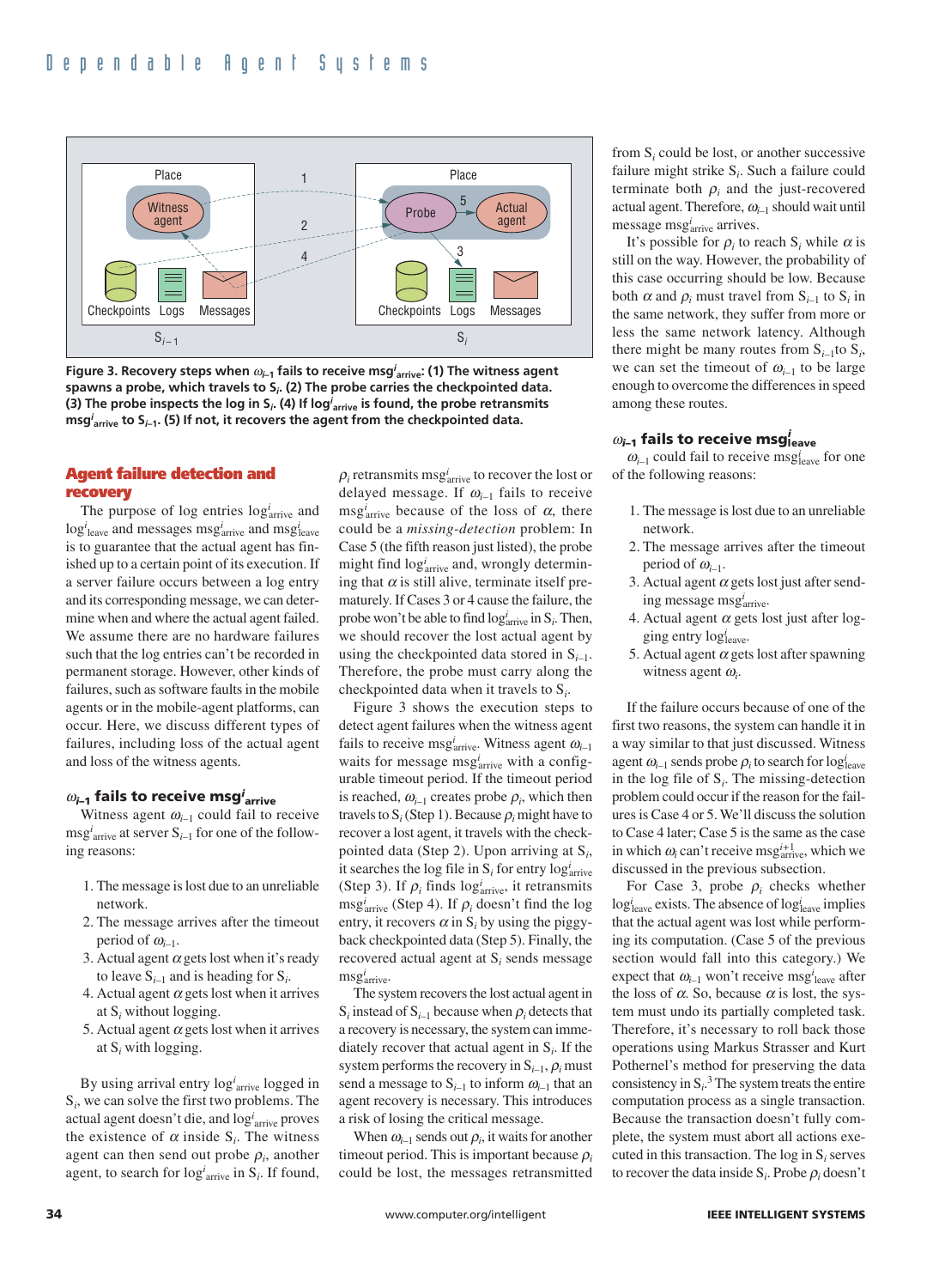Figure 3. Recovery steps when $\omega_{i-1}$ fails to receive $msg^i_{arrive}$: (1) The witness agent spawns a probe, which travels to $S_i$. (2) The probe carries the checkpointed data. (3) The probe inspects the log in $S_i$. (4) If $log^i_{arrive}$ is found, the probe retransmits $msg^i_{arrive}$ to $S_{i-1}$. (5) If not, it recovers the agent from the checkpointed data.

## Agent failure detection and recovery

The purpose of log entries $log^i_{arrive}$ and $log^i_{leave}$ and messages $msg^i_{arrive}$ and $msg^i_{leave}$ is to guarantee that the actual agent has finished up to a certain point of its execution. If a server failure occurs between a log entry and its corresponding message, we can determine when and where the actual agent failed. We assume there are no hardware failures such that the log entries can't be recorded in permanent storage. However, other kinds of failures, such as software faults in the mobile agents or in the mobile-agent platforms, can occur. Here, we discuss different types of failures, including loss of the actual agent and loss of the witness agents.

### $\omega_{i-1}$ fails to receive $msg^i_{arrive}$

Witness agent $\omega_{i-1}$ could fail to receive $msg^i_{arrive}$ at server $S_{i-1}$ for one of the following reasons:

1. The message is lost due to an unreliable network.
2. The message arrives after the timeout period of $\omega_{i-1}$.
3. Actual agent $\alpha$ gets lost when it's ready to leave $S_{i-1}$ and is heading for $S_i$.
4. Actual agent $\alpha$ gets lost when it arrives at $S_i$ without logging.
5. Actual agent $\alpha$ gets lost when it arrives at $S_i$ with logging.

By using arrival entry $log^i_{arrive}$ logged in $S_i$, we can solve the first two problems. The actual agent doesn't die, and $log^i_{arrive}$ proves the existence of $\alpha$ inside $S_i$. The witness agent can then send out probe $\rho_i$, another agent, to search for $log^i_{arrive}$ in $S_i$. If found, $\rho_i$ retransmits $msg^i_{arrive}$ to recover the lost or delayed message. If $\omega_{i-1}$ fails to receive $msg^i_{arrive}$ because of the loss of $\alpha$, there could be a *missing-detection* problem: In Case 5 (the fifth reason just listed), the probe might find $log^i_{arrive}$ and, wrongly determining that $\alpha$ is still alive, terminate itself prematurely. If Cases 3 or 4 cause the failure, the probe won't be able to find $log^i_{arrive}$ in $S_i$. Then, we should recover the lost actual agent by using the checkpointed data stored in $S_{i-1}$. Therefore, the probe must carry along the checkpointed data when it travels to $S_i$.

Figure 3 shows the execution steps to detect agent failures when the witness agent fails to receive $msg^i_{arrive}$. Witness agent $\omega_{i-1}$ waits for message $msg^i_{arrive}$ with a configurable timeout period. If the timeout period is reached, $\omega_{i-1}$ creates probe $\rho_i$, which then travels to $S_i$ (Step 1). Because $\rho_i$ might have to recover a lost agent, it travels with the checkpointed data (Step 2). Upon arriving at $S_i$, it searches the log file in $S_i$ for entry $log^i_{arrive}$ (Step 3). If $\rho_i$ finds $log^i_{arrive}$, it retransmits $msg^i_{arrive}$ (Step 4). If $\rho_i$ doesn't find the log entry, it recovers $\alpha$ in $S_i$ by using the piggyback checkpointed data (Step 5). Finally, the recovered actual agent at $S_i$ sends message $msg^i_{arrive}$.

The system recovers the lost actual agent in $S_i$ instead of $S_{i-1}$ because when $\rho_i$ detects that a recovery is necessary, the system can immediately recover that actual agent in $S_i$. If the system performs the recovery in $S_{i-1}$, $\rho_i$ must send a message to $S_{i-1}$ to inform $\omega_{i-1}$ that an agent recovery is necessary. This introduces a risk of losing the critical message.

When $\omega_{i-1}$ sends out $\rho_i$, it waits for another timeout period. This is important because $\rho_i$ could be lost, the messages retransmitted from $S_i$ could be lost, or another successive failure might strike $S_i$. Such a failure could terminate both $\rho_i$ and the just-recovered actual agent. Therefore, $\omega_{i-1}$ should wait until message $msg^i_{arrive}$ arrives.

It's possible for $\rho_i$ to reach $S_i$ while $\alpha$ is still on the way. However, the probability of this case occurring should be low. Because both $\alpha$ and $\rho_i$ must travel from $S_{i-1}$ to $S_i$ in the same network, they suffer from more or less the same network latency. Although there might be many routes from $S_{i-1}$ to $S_i$, we can set the timeout of $\omega_{i-1}$ to be large enough to overcome the differences in speed among these routes.

### $\omega_{i-1}$ fails to receive $msg^i_{leave}$

$\omega_{i-1}$ could fail to receive $msg^i_{leave}$ for one of the following reasons:

1. The message is lost due to an unreliable network.
2. The message arrives after the timeout period of $\omega_{i-1}$.
3. Actual agent $\alpha$ gets lost just after sending message $msg^i_{arrive}$.
4. Actual agent $\alpha$ gets lost just after logging entry $log^i_{leave}$.
5. Actual agent $\alpha$ gets lost after spawning witness agent $\omega_i$.

If the failure occurs because of one of the first two reasons, the system can handle it in a way similar to that just discussed. Witness agent $\omega_{i-1}$ sends probe $\rho_i$ to search for $log^i_{leave}$ in the log file of $S_i$. The missing-detection problem could occur if the reason for the failures is Case 4 or 5. We'll discuss the solution to Case 4 later; Case 5 is the same as the case in which $\omega_i$ can't receive $msg^{i+1}_{arrive}$, which we discussed in the previous subsection.

For Case 3, probe $\rho_i$ checks whether $log^i_{leave}$ exists. The absence of $log^i_{leave}$ implies that the actual agent was lost while performing its computation. (Case 5 of the previous section would fall into this category.) We expect that $\omega_{i-1}$ won't receive $msg^i_{leave}$ after the loss of $\alpha$. So, because $\alpha$ is lost, the system must undo its partially completed task. Therefore, it's necessary to roll back those operations using Markus Strasser and Kurt Pothernel's method for preserving the data consistency in $S_i$.[3] The system treats the entire computation process as a single transaction. Because the transaction doesn't fully complete, the system must abort all actions executed in this transaction. The log in $S_i$ serves to recover the data inside $S_i$. Probe $\rho_i$ doesn't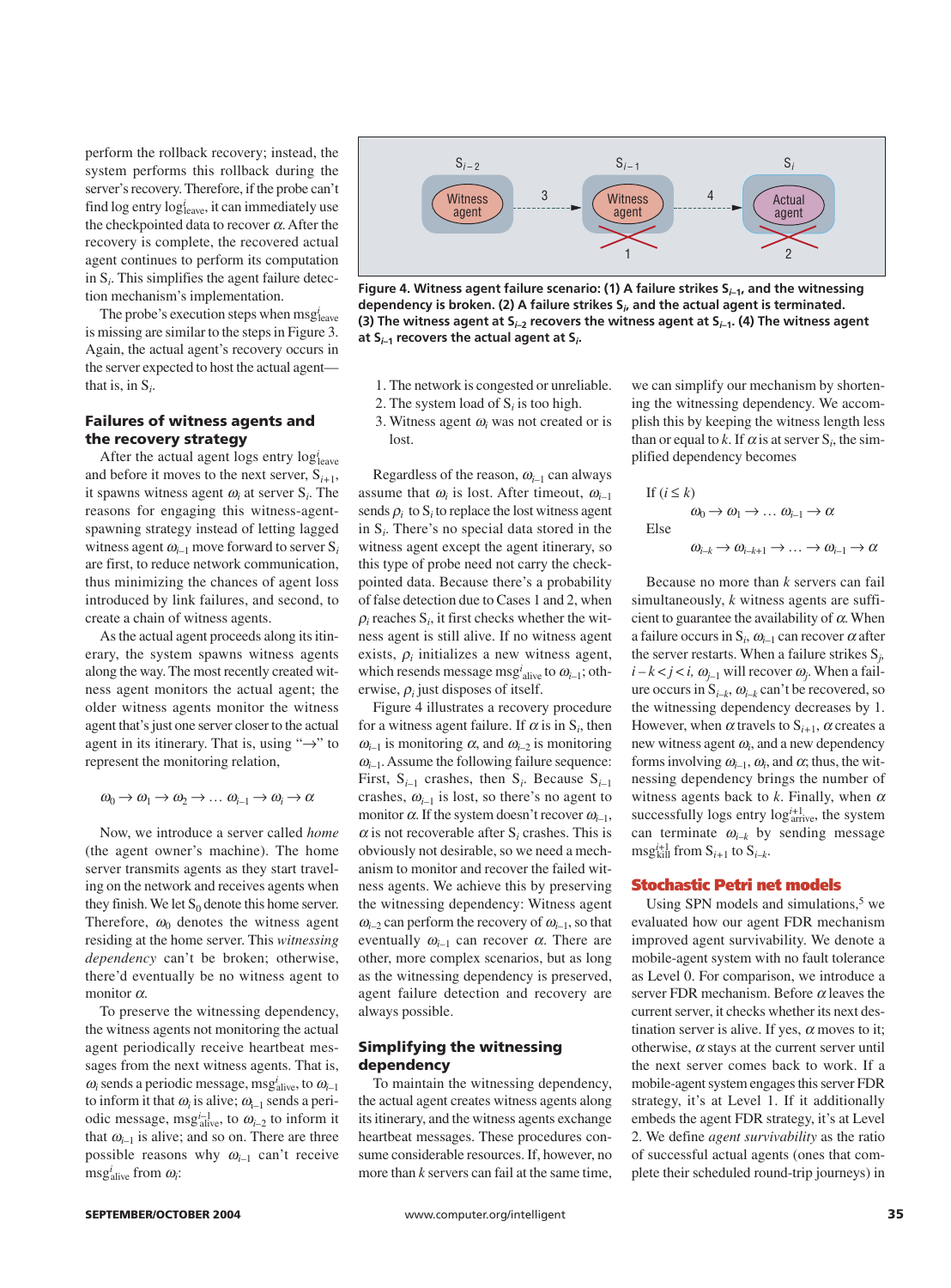perform the rollback recovery; instead, the system performs this rollback during the server's recovery. Therefore, if the probe can't find log entry $\log^{i}_{\text{leave}}$, it can immediately use the checkpointed data to recover $\alpha$. After the recovery is complete, the recovered actual agent continues to perform its computation in $S_i$. This simplifies the agent failure detection mechanism's implementation.

The probe's execution steps when $msg^{i}_{\text{leave}}$ is missing are similar to the steps in Figure 3. Again, the actual agent's recovery occurs in the server expected to host the actual agent—that is, in $S_i$.

### Failures of witness agents and the recovery strategy

After the actual agent logs entry $\log^{i}_{\text{leave}}$ and before it moves to the next server, $S_{i+1}$, it spawns witness agent $\omega_i$ at server $S_i$. The reasons for engaging this witness-agent-spawning strategy instead of letting lagged witness agent $\omega_{i-1}$ move forward to server $S_i$ are first, to reduce network communication, thus minimizing the chances of agent loss introduced by link failures, and second, to create a chain of witness agents.

As the actual agent proceeds along its itinerary, the system spawns witness agents along the way. The most recently created witness agent monitors the actual agent; the older witness agents monitor the witness agent that's just one server closer to the actual agent in its itinerary. That is, using "→" to represent the monitoring relation,

$$\omega_0 \rightarrow \omega_1 \rightarrow \omega_2 \rightarrow \ldots\ \omega_{i-1} \rightarrow \omega_i \rightarrow \alpha$$

Now, we introduce a server called *home* (the agent owner's machine). The home server transmits agents as they start traveling on the network and receives agents when they finish. We let $S_0$ denote this home server. Therefore, $\omega_0$ denotes the witness agent residing at the home server. This *witnessing dependency* can't be broken; otherwise, there'd eventually be no witness agent to monitor $\alpha$.

To preserve the witnessing dependency, the witness agents not monitoring the actual agent periodically receive heartbeat messages from the next witness agents. That is, $\omega_i$ sends a periodic message, $msg^{i}_{\text{alive}}$, to $\omega_{i-1}$ to inform it that $\omega_i$ is alive; $\omega_{i-1}$ sends a periodic message, $msg^{i-1}_{\text{alive}}$, to $\omega_{i-2}$ to inform it that $\omega_{i-1}$ is alive; and so on. There are three possible reasons why $\omega_{i-1}$ can't receive $msg^{i}_{\text{alive}}$ from $\omega_i$:

1. The network is congested or unreliable.
2. The system load of $S_i$ is too high.
3. Witness agent $\omega_i$ was not created or is lost.

Regardless of the reason, $\omega_{i-1}$ can always assume that $\omega_i$ is lost. After timeout, $\omega_{i-1}$ sends $\rho_i$ to $S_i$ to replace the lost witness agent in $S_i$. There's no special data stored in the witness agent except the agent itinerary, so this type of probe need not carry the checkpointed data. Because there's a probability of false detection due to Cases 1 and 2, when $\rho_i$ reaches $S_i$, it first checks whether the witness agent is still alive. If no witness agent exists, $\rho_i$ initializes a new witness agent, which resends message $msg^{i}_{\text{alive}}$ to $\omega_{i-1}$; otherwise, $\rho_i$ just disposes of itself.

Figure 4 illustrates a recovery procedure for a witness agent failure. If $\alpha$ is in $S_i$, then $\omega_{i-1}$ is monitoring $\alpha$, and $\omega_{i-2}$ is monitoring $\omega_{i-1}$. Assume the following failure sequence: First, $S_{i-1}$ crashes, then $S_i$. Because $S_{i-1}$ crashes, $\omega_{i-1}$ is lost, so there's no agent to monitor $\alpha$. If the system doesn't recover $\omega_{i-1}$, $\alpha$ is not recoverable after $S_i$ crashes. This is obviously not desirable, so we need a mechanism to monitor and recover the failed witness agents. We achieve this by preserving the witnessing dependency: Witness agent $\omega_{i-2}$ can perform the recovery of $\omega_{i-1}$, so that eventually $\omega_{i-1}$ can recover $\alpha$. There are other, more complex scenarios, but as long as the witnessing dependency is preserved, agent failure detection and recovery are always possible.

Figure 4. Witness agent failure scenario: (1) A failure strikes $S_{i-1}$, and the witnessing dependency is broken. (2) A failure strikes $S_i$, and the actual agent is terminated. (3) The witness agent at $S_{i-2}$ recovers the witness agent at $S_{i-1}$. (4) The witness agent at $S_{i-1}$ recovers the actual agent at $S_i$.

### Simplifying the witnessing dependency

To maintain the witnessing dependency, the actual agent creates witness agents along its itinerary, and the witness agents exchange heartbeat messages. These procedures consume considerable resources. If, however, no more than $k$ servers can fail at the same time, we can simplify our mechanism by shortening the witnessing dependency. We accomplish this by keeping the witness length less than or equal to $k$. If $\alpha$ is at server $S_i$, the simplified dependency becomes

If $(i \leq k)$

$$\omega_0 \rightarrow \omega_1 \rightarrow \ldots\ \omega_{i-1} \rightarrow \alpha$$

Else

$$\omega_{i-k} \rightarrow \omega_{i-k+1} \rightarrow \ldots \rightarrow \omega_{i-1} \rightarrow \alpha$$

Because no more than $k$ servers can fail simultaneously, $k$ witness agents are sufficient to guarantee the availability of $\alpha$. When a failure occurs in $S_i$, $\omega_{i-1}$ can recover $\alpha$ after the server restarts. When a failure strikes $S_j$, $i-k<j<i$, $\omega_{j-1}$ will recover $\omega_j$. When a failure occurs in $S_{i-k}$, $\omega_{i-k}$ can't be recovered, so the witnessing dependency decreases by 1. However, when $\alpha$ travels to $S_{i+1}$, $\alpha$ creates a new witness agent $\omega_i$, and a new dependency forms involving $\omega_{i-1}$, $\omega_i$, and $\alpha$; thus, the witnessing dependency brings the number of witness agents back to $k$. Finally, when $\alpha$ successfully logs entry $\log^{i+1}_{\text{arrive}}$, the system can terminate $\omega_{i-k}$ by sending message $msg^{i+1}_{\text{kill}}$ from $S_{i+1}$ to $S_{i-k}$.

## Stochastic Petri net models

Using SPN models and simulations,[5] we evaluated how our agent FDR mechanism improved agent survivability. We denote a mobile-agent system with no fault tolerance as Level 0. For comparison, we introduce a server FDR mechanism. Before $\alpha$ leaves the current server, it checks whether its next destination server is alive. If yes, $\alpha$ moves to it; otherwise, $\alpha$ stays at the current server until the next server comes back to work. If a mobile-agent system engages this server FDR strategy, it's at Level 1. If it additionally embeds the agent FDR strategy, it's at Level 2. We define *agent survivability* as the ratio of successful actual agents (ones that complete their scheduled round-trip journeys) in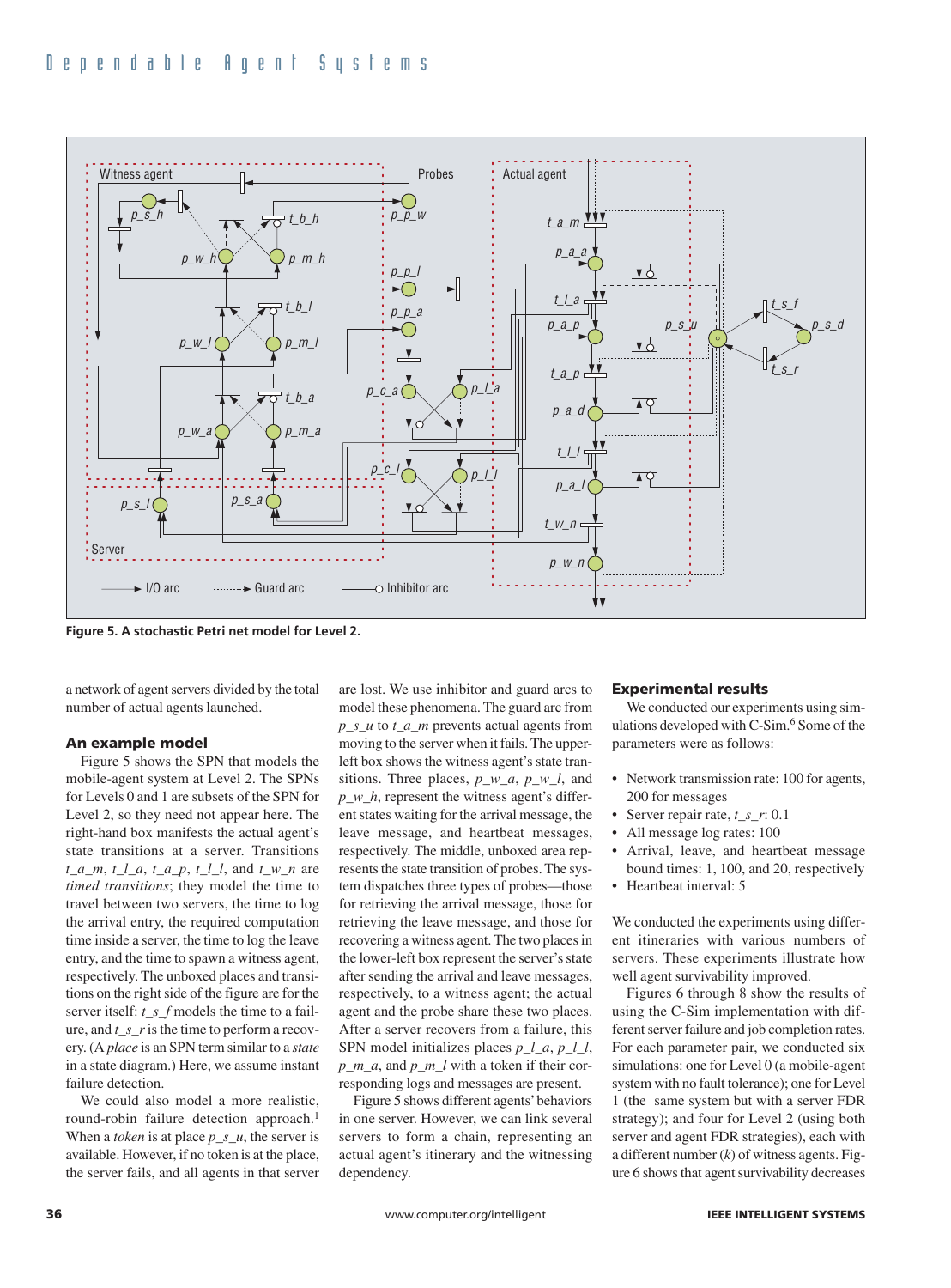Figure 5. A stochastic Petri net model for Level 2.

a network of agent servers divided by the total number of actual agents launched.

### An example model

Figure 5 shows the SPN that models the mobile-agent system at Level 2. The SPNs for Levels 0 and 1 are subsets of the SPN for Level 2, so they need not appear here. The right-hand box manifests the actual agent's state transitions at a server. Transitions *t_a_m*, *t_l_a*, *t_a_p*, *t_l_l*, and *t_w_n* are *timed transitions*; they model the time to travel between two servers, the time to log the arrival entry, the required computation time inside a server, the time to log the leave entry, and the time to spawn a witness agent, respectively. The unboxed places and transitions on the right side of the figure are for the server itself: *t_s_f* models the time to a failure, and *t_s_r* is the time to perform a recovery. (A *place* is an SPN term similar to a *state* in a state diagram.) Here, we assume instant failure detection.

We could also model a more realistic, round-robin failure detection approach.[1] When a *token* is at place *p_s_u*, the server is available. However, if no token is at the place, the server fails, and all agents in that server are lost. We use inhibitor and guard arcs to model these phenomena. The guard arc from *p_s_u* to *t_a_m* prevents actual agents from moving to the server when it fails. The upper-left box shows the witness agent's state transitions. Three places, *p_w_a*, *p_w_l*, and *p_w_h*, represent the witness agent's different states waiting for the arrival message, the leave message, and heartbeat messages, respectively. The middle, unboxed area represents the state transition of probes. The system dispatches three types of probes—those for retrieving the arrival message, those for retrieving the leave message, and those for recovering a witness agent. The two places in the lower-left box represent the server's state after sending the arrival and leave messages, respectively, to a witness agent; the actual agent and the probe share these two places. After a server recovers from a failure, this SPN model initializes places *p_l_a*, *p_l_l*, *p_m_a*, and *p_m_l* with a token if their corresponding logs and messages are present.

Figure 5 shows different agents' behaviors in one server. However, we can link several servers to form a chain, representing an actual agent's itinerary and the witnessing dependency.

### Experimental results

We conducted our experiments using simulations developed with C-Sim.[6] Some of the parameters were as follows:

- Network transmission rate: 100 for agents, 200 for messages
- Server repair rate, *t_s_r*: 0.1
- All message log rates: 100
- Arrival, leave, and heartbeat message bound times: 1, 100, and 20, respectively
- Heartbeat interval: 5

We conducted the experiments using different itineraries with various numbers of servers. These experiments illustrate how well agent survivability improved.

Figures 6 through 8 show the results of using the C-Sim implementation with different server failure and job completion rates. For each parameter pair, we conducted six simulations: one for Level 0 (a mobile-agent system with no fault tolerance); one for Level 1 (the same system but with a server FDR strategy); and four for Level 2 (using both server and agent FDR strategies), each with a different number ($k$) of witness agents. Figure 6 shows that agent survivability decreases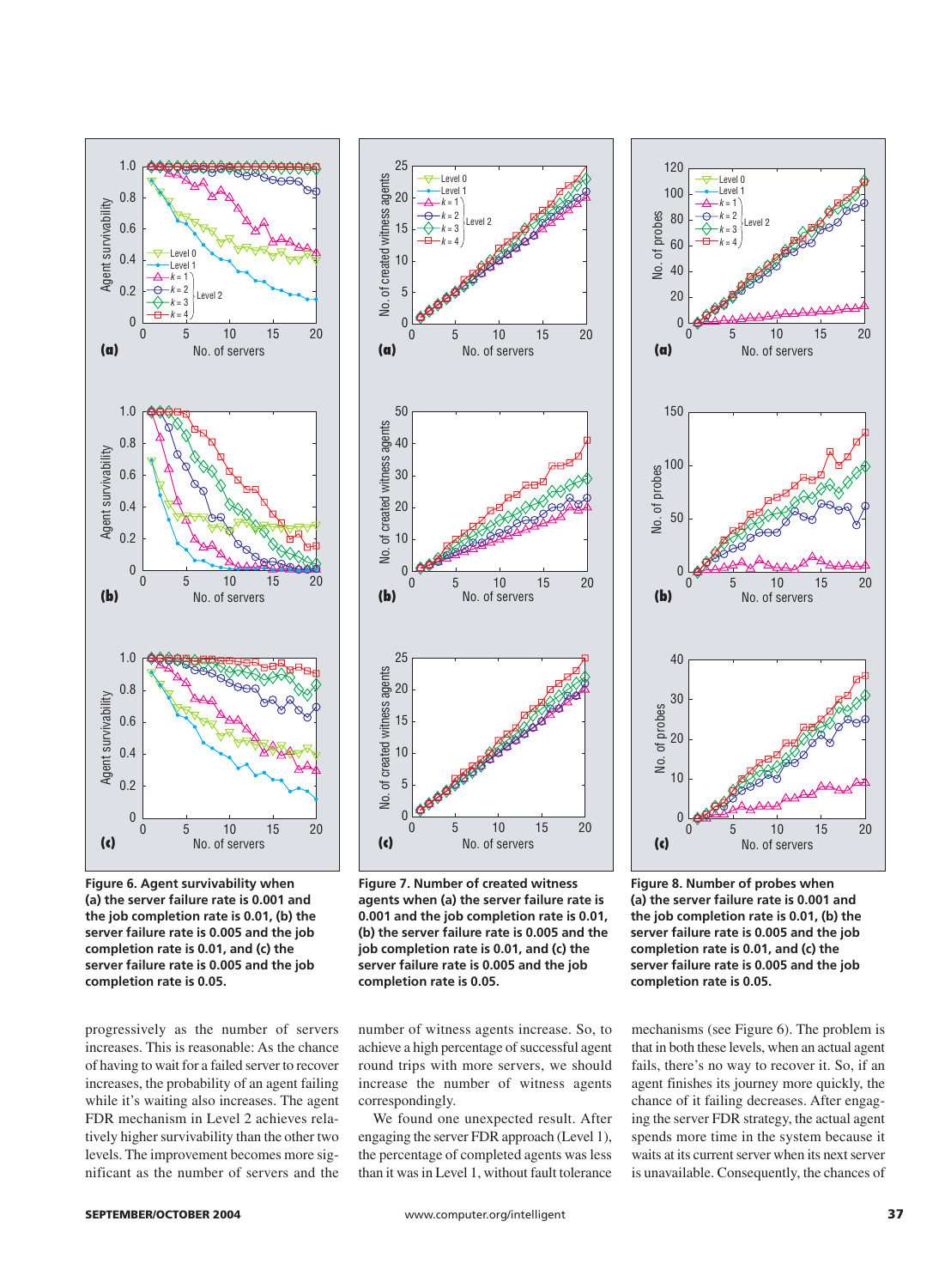**Figure 6. Agent survivability when (a) the server failure rate is 0.001 and the job completion rate is 0.01, (b) the server failure rate is 0.005 and the job completion rate is 0.01, and (c) the server failure rate is 0.005 and the job completion rate is 0.05.**

**Figure 7. Number of created witness agents when (a) the server failure rate is 0.001 and the job completion rate is 0.01, (b) the server failure rate is 0.005 and the job completion rate is 0.01, and (c) the server failure rate is 0.005 and the job completion rate is 0.05.**

**Figure 8. Number of probes when (a) the server failure rate is 0.001 and the job completion rate is 0.01, (b) the server failure rate is 0.005 and the job completion rate is 0.01, and (c) the server failure rate is 0.005 and the job completion rate is 0.05.**

progressively as the number of servers increases. This is reasonable: As the chance of having to wait for a failed server to recover increases, the probability of an agent failing while it's waiting also increases. The agent FDR mechanism in Level 2 achieves relatively higher survivability than the other two levels. The improvement becomes more significant as the number of servers and the number of witness agents increase. So, to achieve a high percentage of successful agent round trips with more servers, we should increase the number of witness agents correspondingly.

We found one unexpected result. After engaging the server FDR approach (Level 1), the percentage of completed agents was less than it was in Level 1, without fault tolerance mechanisms (see Figure 6). The problem is that in both these levels, when an actual agent fails, there's no way to recover it. So, if an agent finishes its journey more quickly, the chance of it failing decreases. After engaging the server FDR strategy, the actual agent spends more time in the system because it waits at its current server when its next server is unavailable. Consequently, the chances of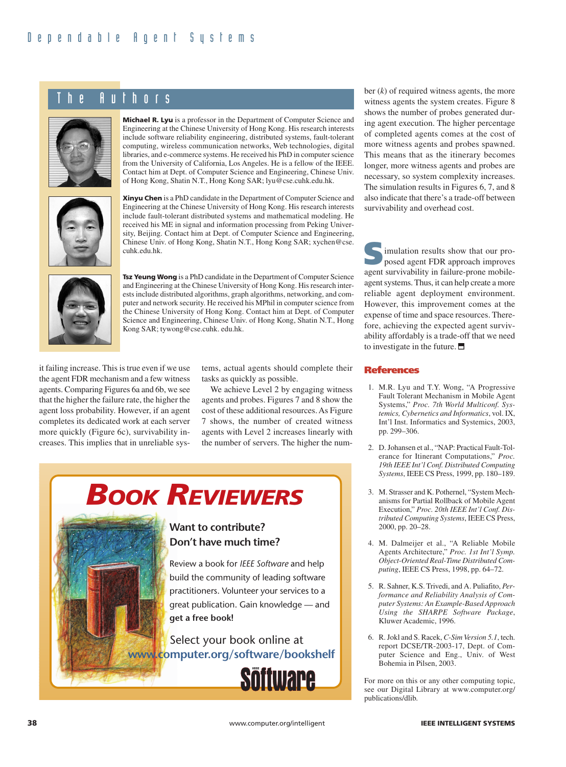## The Authors

**Michael R. Lyu** is a professor in the Department of Computer Science and Engineering at the Chinese University of Hong Kong. His research interests include software reliability engineering, distributed systems, fault-tolerant computing, wireless communication networks, Web technologies, digital libraries, and e-commerce systems. He received his PhD in computer science from the University of California, Los Angeles. He is a fellow of the IEEE. Contact him at Dept. of Computer Science and Engineering, Chinese Univ. of Hong Kong, Shatin N.T., Hong Kong SAR; lyu@cse.cuhk.edu.hk.

**Xinyu Chen** is a PhD candidate in the Department of Computer Science and Engineering at the Chinese University of Hong Kong. His research interests include fault-tolerant distributed systems and mathematical modeling. He received his ME in signal and information processing from Peking University, Beijing. Contact him at Dept. of Computer Science and Engineering, Chinese Univ. of Hong Kong, Shatin N.T., Hong Kong SAR; xychen@cse.cuhk.edu.hk.

**Tsz Yeung Wong** is a PhD candidate in the Department of Computer Science and Engineering at the Chinese University of Hong Kong. His research interests include distributed algorithms, graph algorithms, networking, and computer and network security. He received his MPhil in computer science from the Chinese University of Hong Kong. Contact him at Dept. of Computer Science and Engineering, Chinese Univ. of Hong Kong, Shatin N.T., Hong Kong SAR; tywong@cse.cuhk. edu.hk.

it failing increase. This is true even if we use the agent FDR mechanism and a few witness agents. Comparing Figures 6a and 6b, we see that the higher the failure rate, the higher the agent loss probability. However, if an agent completes its dedicated work at each server more quickly (Figure 6c), survivability increases. This implies that in unreliable systems, actual agents should complete their tasks as quickly as possible.

We achieve Level 2 by engaging witness agents and probes. Figures 7 and 8 show the cost of these additional resources. As Figure 7 shows, the number of created witness agents with Level 2 increases linearly with the number of servers. The higher the number ($k$) of required witness agents, the more witness agents the system creates. Figure 8 shows the number of probes generated during agent execution. The higher percentage of completed agents comes at the cost of more witness agents and probes spawned. This means that as the itinerary becomes longer, more witness agents and probes are necessary, so system complexity increases. The simulation results in Figures 6, 7, and 8 also indicate that there's a trade-off between survivability and overhead cost.

Simulation results show that our proposed agent FDR approach improves agent survivability in failure-prone mobile-agent systems. Thus, it can help create a more reliable agent deployment environment. However, this improvement comes at the expense of time and space resources. Therefore, achieving the expected agent survivability affordably is a trade-off that we need to investigate in the future.

## Book Reviewers

**Want to contribute? Don't have much time?**

Review a book for *IEEE Software* and help build the community of leading software practitioners. Volunteer your services to a great publication. Gain knowledge — and **get a free book!**

Select your book online at
www.computer.org/software/bookshelf

IEEE Software

## References

1. M.R. Lyu and T.Y. Wong, "A Progressive Fault Tolerant Mechanism in Mobile Agent Systems," *Proc. 7th World Multiconf. Systemics, Cybernetics and Informatics*, vol. IX, Int'l Inst. Informatics and Systemics, 2003, pp. 299–306.
2. D. Johansen et al., "NAP: Practical Fault-Tolerance for Itinerant Computations," *Proc. 19th IEEE Int'l Conf. Distributed Computing Systems*, IEEE CS Press, 1999, pp. 180–189.
3. M. Strasser and K. Pothernel, "System Mechanisms for Partial Rollback of Mobile Agent Execution," *Proc. 20th IEEE Int'l Conf. Distributed Computing Systems*, IEEE CS Press, 2000, pp. 20–28.
4. M. Dalmeijer et al., "A Reliable Mobile Agents Architecture," *Proc. 1st Int'l Symp. Object-Oriented Real-Time Distributed Computing*, IEEE CS Press, 1998, pp. 64–72.
5. R. Sahner, K.S. Trivedi, and A. Puliafito, *Performance and Reliability Analysis of Computer Systems: An Example-Based Approach Using the SHARPE Software Package*, Kluwer Academic, 1996.
6. R. Jokl and S. Racek, *C-Sim Version 5.1*, tech. report DCSE/TR-2003-17, Dept. of Computer Science and Eng., Univ. of West Bohemia in Pilsen, 2003.

For more on this or any other computing topic, see our Digital Library at www.computer.org/publications/dlib.